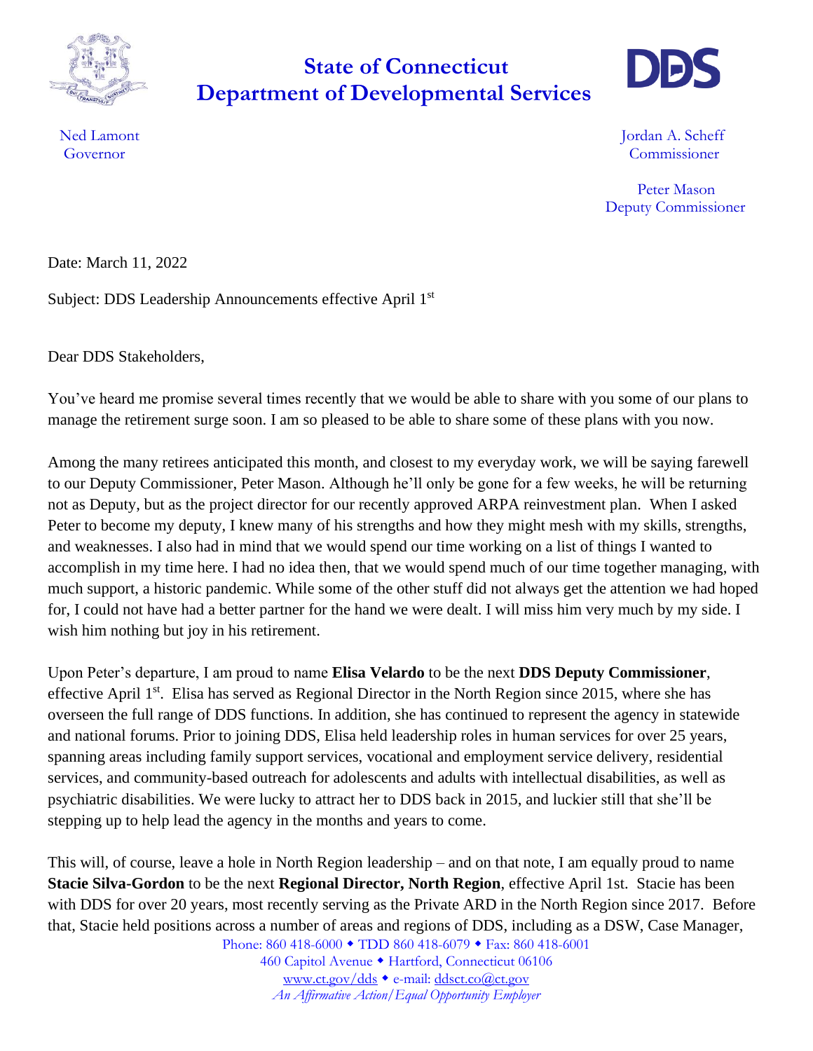# State of Connecticut
# Department of Developmental Services

Ned Lamont
Governor

Jordan A. Scheff
Commissioner

Peter Mason
Deputy Commissioner

Date: March 11, 2022

Subject: DDS Leadership Announcements effective April 1st

Dear DDS Stakeholders,

You've heard me promise several times recently that we would be able to share with you some of our plans to manage the retirement surge soon. I am so pleased to be able to share some of these plans with you now.

Among the many retirees anticipated this month, and closest to my everyday work, we will be saying farewell to our Deputy Commissioner, Peter Mason. Although he'll only be gone for a few weeks, he will be returning not as Deputy, but as the project director for our recently approved ARPA reinvestment plan. When I asked Peter to become my deputy, I knew many of his strengths and how they might mesh with my skills, strengths, and weaknesses. I also had in mind that we would spend our time working on a list of things I wanted to accomplish in my time here. I had no idea then, that we would spend much of our time together managing, with much support, a historic pandemic. While some of the other stuff did not always get the attention we had hoped for, I could not have had a better partner for the hand we were dealt. I will miss him very much by my side. I wish him nothing but joy in his retirement.

Upon Peter's departure, I am proud to name **Elisa Velardo** to be the next **DDS Deputy Commissioner**, effective April 1st. Elisa has served as Regional Director in the North Region since 2015, where she has overseen the full range of DDS functions. In addition, she has continued to represent the agency in statewide and national forums. Prior to joining DDS, Elisa held leadership roles in human services for over 25 years, spanning areas including family support services, vocational and employment service delivery, residential services, and community-based outreach for adolescents and adults with intellectual disabilities, as well as psychiatric disabilities. We were lucky to attract her to DDS back in 2015, and luckier still that she'll be stepping up to help lead the agency in the months and years to come.

This will, of course, leave a hole in North Region leadership – and on that note, I am equally proud to name **Stacie Silva-Gordon** to be the next **Regional Director, North Region**, effective April 1st. Stacie has been with DDS for over 20 years, most recently serving as the Private ARD in the North Region since 2017. Before that, Stacie held positions across a number of areas and regions of DDS, including as a DSW, Case Manager,

Phone: 860 418-6000 ◆ TDD 860 418-6079 ◆ Fax: 860 418-6001
460 Capitol Avenue ◆ Hartford, Connecticut 06106
www.ct.gov/dds ◆ e-mail: ddsct.co@ct.gov
*An Affirmative Action/Equal Opportunity Employer*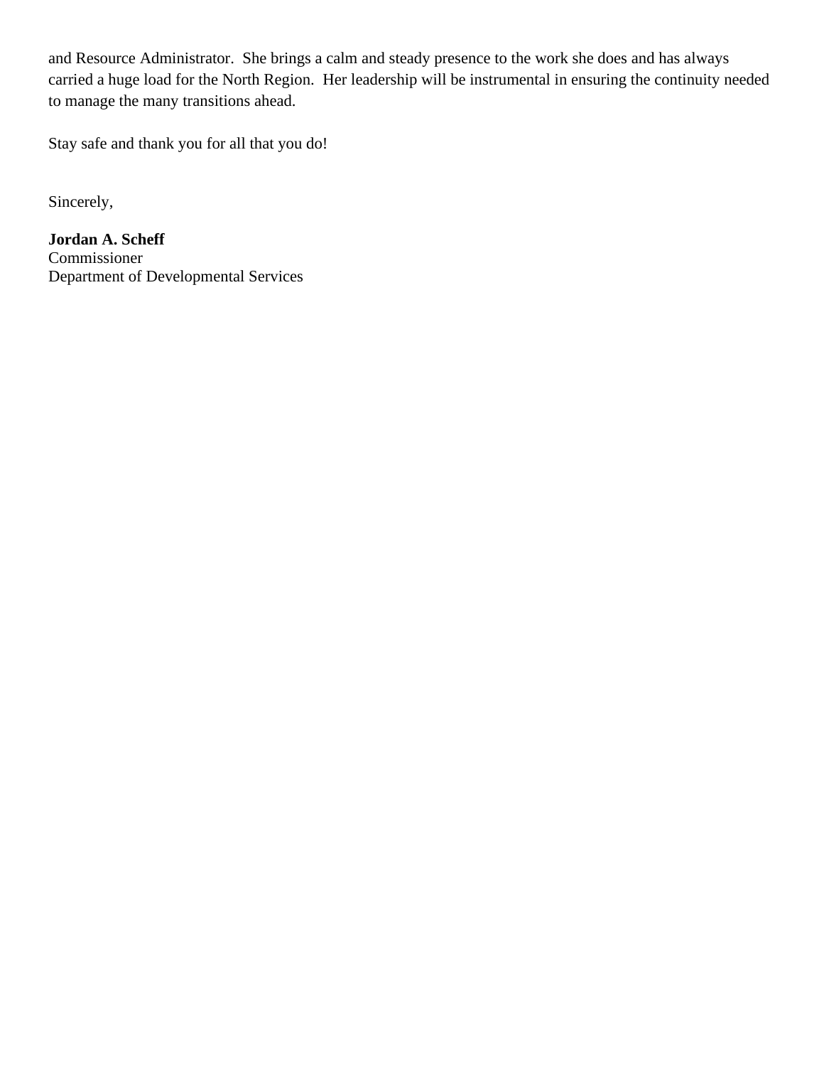and Resource Administrator. She brings a calm and steady presence to the work she does and has always carried a huge load for the North Region. Her leadership will be instrumental in ensuring the continuity needed to manage the many transitions ahead.

Stay safe and thank you for all that you do!

Sincerely,

**Jordan A. Scheff**
Commissioner
Department of Developmental Services